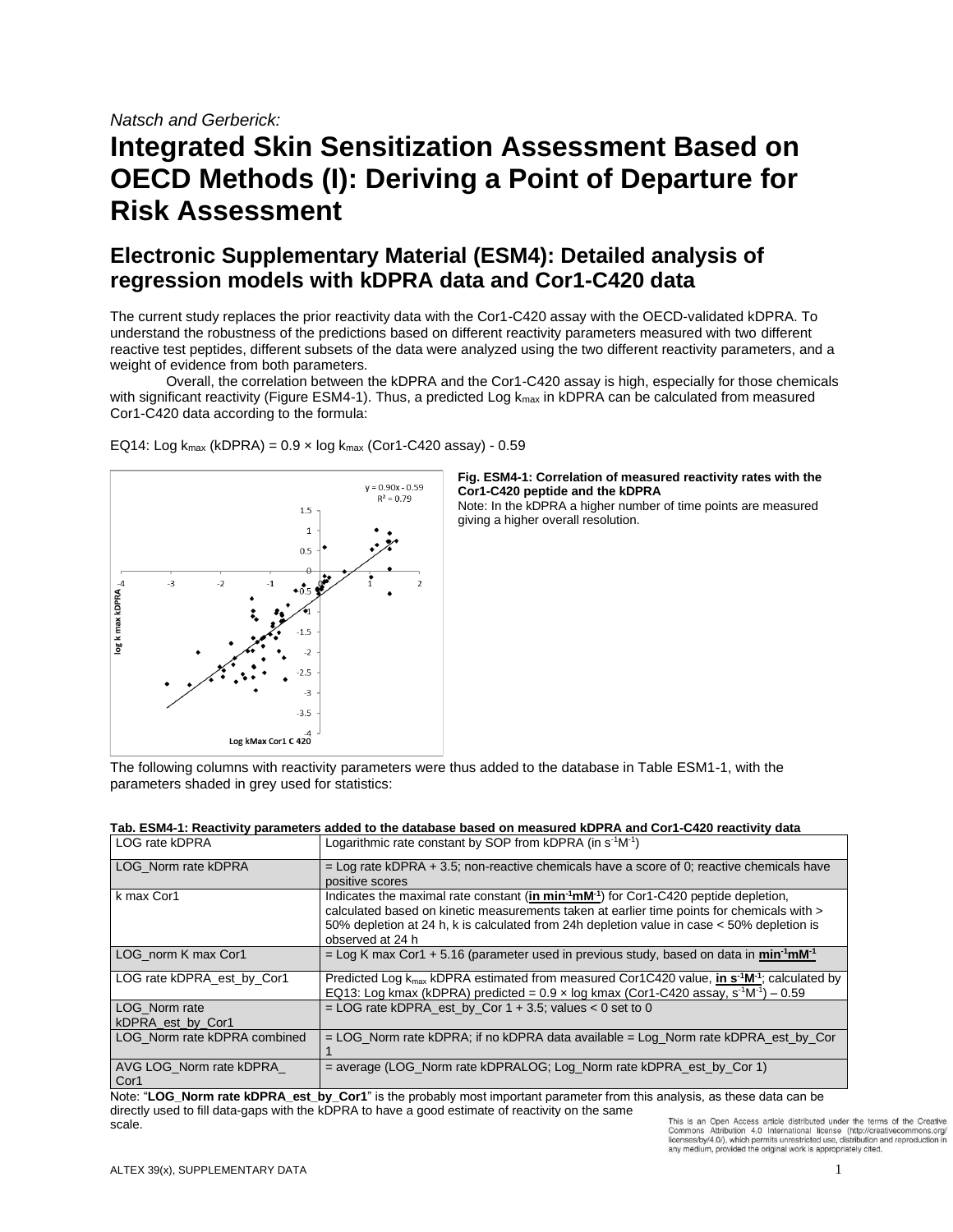*Natsch and Gerberick:*

# Integrated Skin Sensitization Assessment Based on OECD Methods (I): Deriving a Point of Departure for Risk Assessment

## Electronic Supplementary Material (ESM4): Detailed analysis of regression models with kDPRA data and Cor1-C420 data

The current study replaces the prior reactivity data with the Cor1-C420 assay with the OECD-validated kDPRA. To understand the robustness of the predictions based on different reactivity parameters measured with two different reactive test peptides, different subsets of the data were analyzed using the two different reactivity parameters, and a weight of evidence from both parameters.

Overall, the correlation between the kDPRA and the Cor1-C420 assay is high, especially for those chemicals with significant reactivity (Figure ESM4-1). Thus, a predicted Log $k_{max}$ in kDPRA can be calculated from measured Cor1-C420 data according to the formula:

EQ14: Log $k_{max}$ (kDPRA) = 0.9 × log $k_{max}$ (Cor1-C420 assay) - 0.59

y = 0.90x - 0.59
$R^2$ = 0.79

log k max kDPRA

Log kMax Cor1 C 420

-4 -3 -2 -1 0 1 2

1.5 1 0.5 0 -0.5 -1 -1.5 -2 -2.5 -3 -3.5 -4

**Fig. ESM4-1: Correlation of measured reactivity rates with the Cor1-C420 peptide and the kDPRA**

Note: In the kDPRA a higher number of time points are measured giving a higher overall resolution.

The following columns with reactivity parameters were thus added to the database in Table ESM1-1, with the parameters shaded in grey used for statistics:

**Tab. ESM4-1: Reactivity parameters added to the database based on measured kDPRA and Cor1-C420 reactivity data**

| | |
|---|---|
| LOG rate kDPRA | Logarithmic rate constant by SOP from kDPRA (in $s^{-1}M^{-1}$) |
| LOG_Norm rate kDPRA | = Log rate kDPRA + 3.5; non-reactive chemicals have a score of 0; reactive chemicals have positive scores |
| k max Cor1 | Indicates the maximal rate constant (**<u>in $min^{-1}mM^{-1}$</u>**) for Cor1-C420 peptide depletion, calculated based on kinetic measurements taken at earlier time points for chemicals with > 50% depletion at 24 h, k is calculated from 24h depletion value in case < 50% depletion is observed at 24 h |
| LOG_norm K max Cor1 | = Log K max Cor1 + 5.16 (parameter used in previous study, based on data in **<u>$min^{-1}mM^{-1}$</u>** |
| LOG rate kDPRA_est_by_Cor1 | Predicted Log $k_{max}$ kDPRA estimated from measured Cor1C420 value, **<u>in $s^{-1}M^{-1}$</u>**; calculated by EQ13: Log kmax (kDPRA) predicted = 0.9 × log kmax (Cor1-C420 assay, $s^{-1}M^{-1}$) – 0.59 |
| LOG_Norm rate kDPRA_est_by_Cor1 | = LOG rate kDPRA_est_by_Cor 1 + 3.5; values < 0 set to 0 |
| LOG_Norm rate kDPRA combined | = LOG_Norm rate kDPRA; if no kDPRA data available = Log_Norm rate kDPRA_est_by_Cor 1 |
| AVG LOG_Norm rate kDPRA_ Cor1 | = average (LOG_Norm rate kDPRALOG; Log_Norm rate kDPRA_est_by_Cor 1) |

Note: "**LOG_Norm rate kDPRA_est_by_Cor1**" is the probably most important parameter from this analysis, as these data can be directly used to fill data-gaps with the kDPRA to have a good estimate of reactivity on the same scale.

This is an Open Access article distributed under the terms of the Creative Commons Attribution 4.0 International license (http://creativecommons.org/licenses/by/4.0/), which permits unrestricted use, distribution and reproduction in any medium, provided the original work is appropriately cited.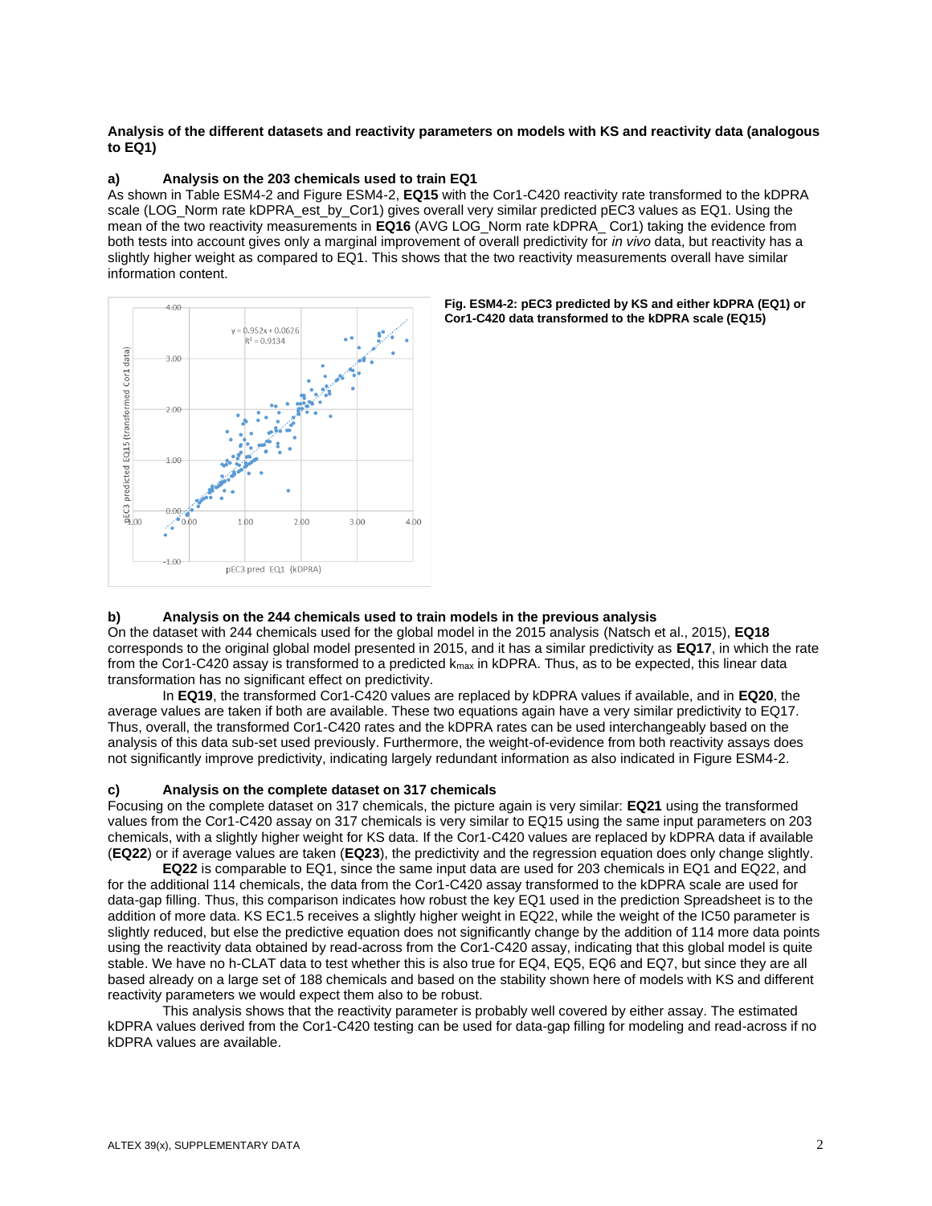**Analysis of the different datasets and reactivity parameters on models with KS and reactivity data (analogous to EQ1)**

**a) Analysis on the 203 chemicals used to train EQ1**

As shown in Table ESM4-2 and Figure ESM4-2, **EQ15** with the Cor1-C420 reactivity rate transformed to the kDPRA scale (LOG_Norm rate kDPRA_est_by_Cor1) gives overall very similar predicted pEC3 values as EQ1. Using the mean of the two reactivity measurements in **EQ16** (AVG LOG_Norm rate kDPRA_ Cor1) taking the evidence from both tests into account gives only a marginal improvement of overall predictivity for *in vivo* data, but reactivity has a slightly higher weight as compared to EQ1. This shows that the two reactivity measurements overall have similar information content.

y = 0.952x + 0.0626
$R^2$ = 0.9134

pEC3 predicted EQ15 (transformed Cor1 data)

pEC3 pred EQ1 (kDPRA)

-1.00
0.00
1.00
2.00
3.00
4.00

**Fig. ESM4-2: pEC3 predicted by KS and either kDPRA (EQ1) or Cor1-C420 data transformed to the kDPRA scale (EQ15)**

**b) Analysis on the 244 chemicals used to train models in the previous analysis**

On the dataset with 244 chemicals used for the global model in the 2015 analysis (Natsch et al., 2015), **EQ18** corresponds to the original global model presented in 2015, and it has a similar predictivity as **EQ17**, in which the rate from the Cor1-C420 assay is transformed to a predicted $k_{max}$ in kDPRA. Thus, as to be expected, this linear data transformation has no significant effect on predictivity.

In **EQ19**, the transformed Cor1-C420 values are replaced by kDPRA values if available, and in **EQ20**, the average values are taken if both are available. These two equations again have a very similar predictivity to EQ17. Thus, overall, the transformed Cor1-C420 rates and the kDPRA rates can be used interchangeably based on the analysis of this data sub-set used previously. Furthermore, the weight-of-evidence from both reactivity assays does not significantly improve predictivity, indicating largely redundant information as also indicated in Figure ESM4-2.

**c) Analysis on the complete dataset on 317 chemicals**

Focusing on the complete dataset on 317 chemicals, the picture again is very similar: **EQ21** using the transformed values from the Cor1-C420 assay on 317 chemicals is very similar to EQ15 using the same input parameters on 203 chemicals, with a slightly higher weight for KS data. If the Cor1-C420 values are replaced by kDPRA data if available (**EQ22**) or if average values are taken (**EQ23**), the predictivity and the regression equation does only change slightly.

**EQ22** is comparable to EQ1, since the same input data are used for 203 chemicals in EQ1 and EQ22, and for the additional 114 chemicals, the data from the Cor1-C420 assay transformed to the kDPRA scale are used for data-gap filling. Thus, this comparison indicates how robust the key EQ1 used in the prediction Spreadsheet is to the addition of more data. KS EC1.5 receives a slightly higher weight in EQ22, while the weight of the IC50 parameter is slightly reduced, but else the predictive equation does not significantly change by the addition of 114 more data points using the reactivity data obtained by read-across from the Cor1-C420 assay, indicating that this global model is quite stable. We have no h-CLAT data to test whether this is also true for EQ4, EQ5, EQ6 and EQ7, but since they are all based already on a large set of 188 chemicals and based on the stability shown here of models with KS and different reactivity parameters we would expect them also to be robust.

This analysis shows that the reactivity parameter is probably well covered by either assay. The estimated kDPRA values derived from the Cor1-C420 testing can be used for data-gap filling for modeling and read-across if no kDPRA values are available.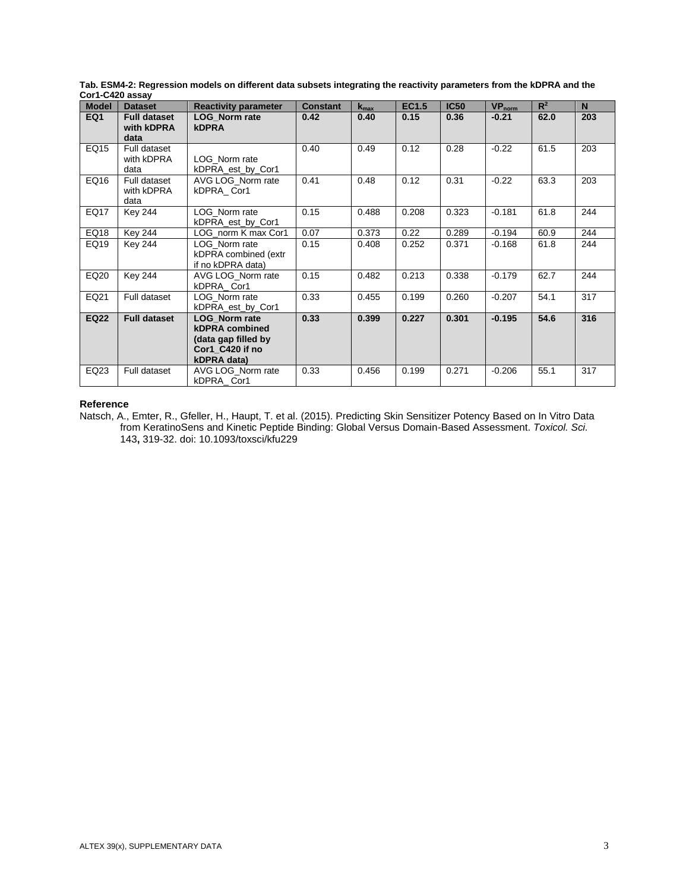**Tab. ESM4-2: Regression models on different data subsets integrating the reactivity parameters from the kDPRA and the Cor1-C420 assay**

| Model | Dataset | Reactivity parameter | Constant | $k_{max}$ | EC1.5 | IC50 | $VP_{norm}$ | $R^2$ | N |
|---|---|---|---|---|---|---|---|---|---|
| **EQ1** | **Full dataset with kDPRA data** | **LOG_Norm rate kDPRA** | **0.42** | **0.40** | **0.15** | **0.36** | **-0.21** | **62.0** | **203** |
| EQ15 | Full dataset with kDPRA data | LOG_Norm rate kDPRA_est_by_Cor1 | 0.40 | 0.49 | 0.12 | 0.28 | -0.22 | 61.5 | 203 |
| EQ16 | Full dataset with kDPRA data | AVG LOG_Norm rate kDPRA_ Cor1 | 0.41 | 0.48 | 0.12 | 0.31 | -0.22 | 63.3 | 203 |
| EQ17 | Key 244 | LOG_Norm rate kDPRA_est_by_Cor1 | 0.15 | 0.488 | 0.208 | 0.323 | -0.181 | 61.8 | 244 |
| EQ18 | Key 244 | LOG_norm K max Cor1 | 0.07 | 0.373 | 0.22 | 0.289 | -0.194 | 60.9 | 244 |
| EQ19 | Key 244 | LOG_Norm rate kDPRA combined (extr if no kDPRA data) | 0.15 | 0.408 | 0.252 | 0.371 | -0.168 | 61.8 | 244 |
| EQ20 | Key 244 | AVG LOG_Norm rate kDPRA_ Cor1 | 0.15 | 0.482 | 0.213 | 0.338 | -0.179 | 62.7 | 244 |
| EQ21 | Full dataset | LOG_Norm rate kDPRA_est_by_Cor1 | 0.33 | 0.455 | 0.199 | 0.260 | -0.207 | 54.1 | 317 |
| **EQ22** | **Full dataset** | **LOG_Norm rate kDPRA combined (data gap filled by Cor1_C420 if no kDPRA data)** | **0.33** | **0.399** | **0.227** | **0.301** | **-0.195** | **54.6** | **316** |
| EQ23 | Full dataset | AVG LOG_Norm rate kDPRA_ Cor1 | 0.33 | 0.456 | 0.199 | 0.271 | -0.206 | 55.1 | 317 |

**Reference**

Natsch, A., Emter, R., Gfeller, H., Haupt, T. et al. (2015). Predicting Skin Sensitizer Potency Based on In Vitro Data from KeratinoSens and Kinetic Peptide Binding: Global Versus Domain-Based Assessment. *Toxicol. Sci.* 143**,** 319-32. doi: 10.1093/toxsci/kfu229